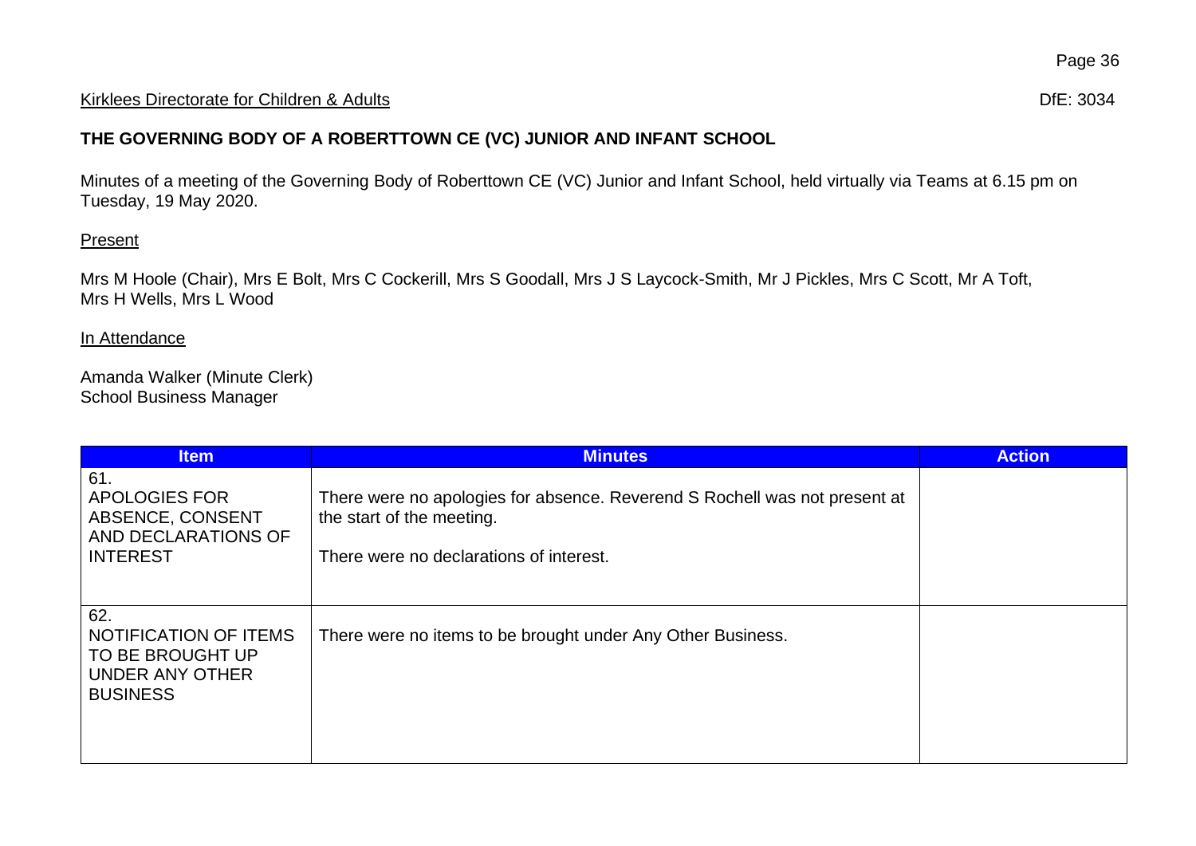Kirklees Directorate for Children & Adults DfE: 3034

**THE GOVERNING BODY OF A ROBERTTOWN CE (VC) JUNIOR AND INFANT SCHOOL**

Minutes of a meeting of the Governing Body of Roberttown CE (VC) Junior and Infant School, held virtually via Teams at 6.15 pm on Tuesday, 19 May 2020.

Present

Mrs M Hoole (Chair), Mrs E Bolt, Mrs C Cockerill, Mrs S Goodall, Mrs J S Laycock-Smith, Mr J Pickles, Mrs C Scott, Mr A Toft, Mrs H Wells, Mrs L Wood

In Attendance

Amanda Walker (Minute Clerk)
School Business Manager

| Item | Minutes | Action |
|---|---|---|
| 61. APOLOGIES FOR ABSENCE, CONSENT AND DECLARATIONS OF INTEREST | There were no apologies for absence. Reverend S Rochell was not present at the start of the meeting.<br><br>There were no declarations of interest. | |
| 62. NOTIFICATION OF ITEMS TO BE BROUGHT UP UNDER ANY OTHER BUSINESS | There were no items to be brought under Any Other Business. | |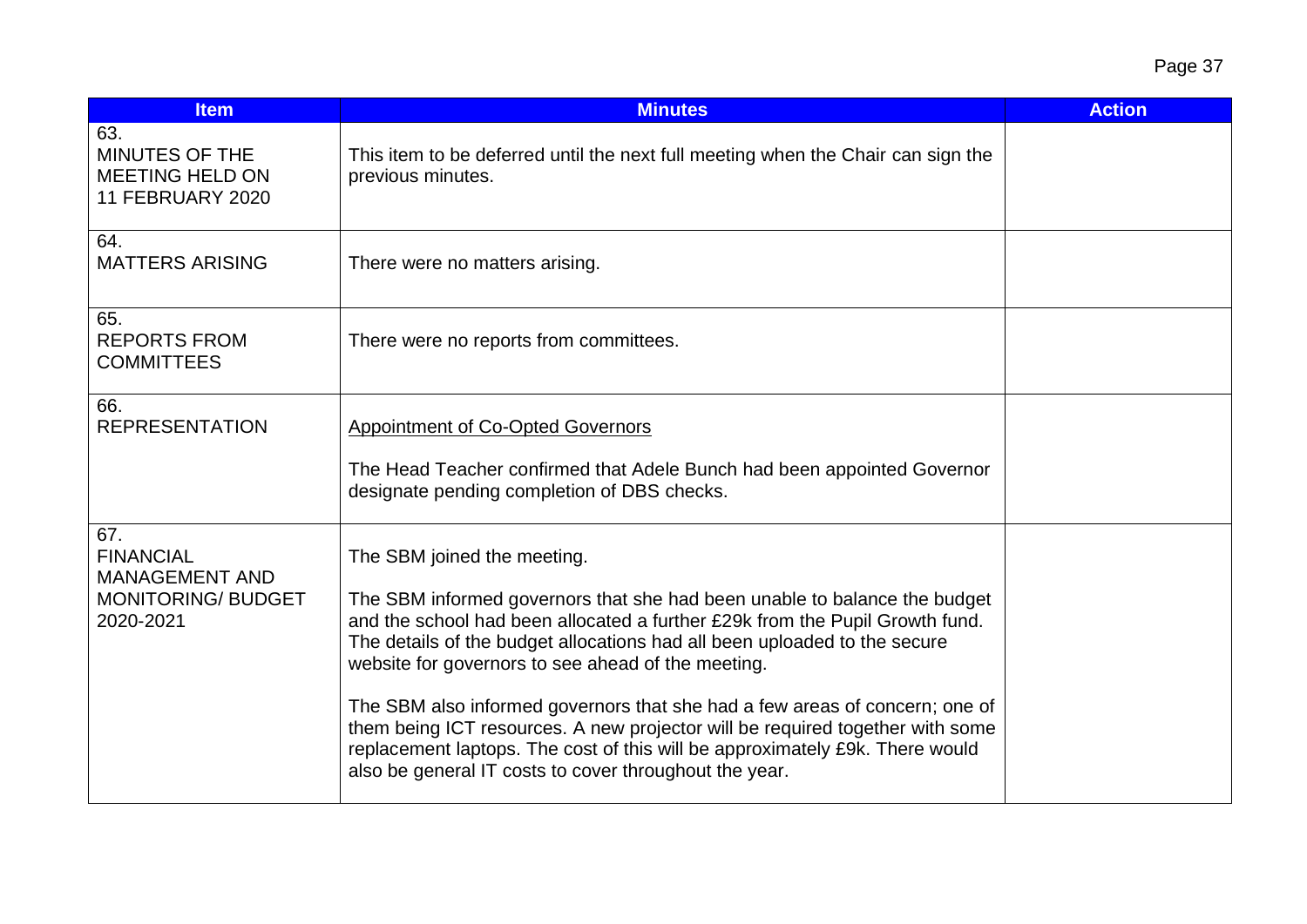| Item | Minutes | Action |
|---|---|---|
| 63.<br>MINUTES OF THE MEETING HELD ON 11 FEBRUARY 2020 | This item to be deferred until the next full meeting when the Chair can sign the previous minutes. | |
| 64.<br>MATTERS ARISING | There were no matters arising. | |
| 65.<br>REPORTS FROM COMMITTEES | There were no reports from committees. | |
| 66.<br>REPRESENTATION | Appointment of Co-Opted Governors<br><br>The Head Teacher confirmed that Adele Bunch had been appointed Governor designate pending completion of DBS checks. | |
| 67.<br>FINANCIAL MANAGEMENT AND MONITORING/ BUDGET 2020-2021 | The SBM joined the meeting.<br><br>The SBM informed governors that she had been unable to balance the budget and the school had been allocated a further £29k from the Pupil Growth fund. The details of the budget allocations had all been uploaded to the secure website for governors to see ahead of the meeting.<br><br>The SBM also informed governors that she had a few areas of concern; one of them being ICT resources. A new projector will be required together with some replacement laptops. The cost of this will be approximately £9k. There would also be general IT costs to cover throughout the year. | |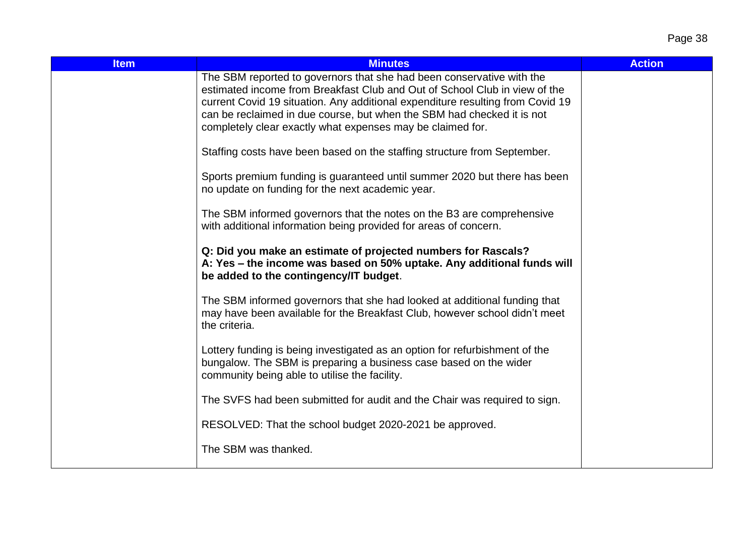| Item | Minutes | Action |
| --- | --- | --- |
| | The SBM reported to governors that she had been conservative with the estimated income from Breakfast Club and Out of School Club in view of the current Covid 19 situation. Any additional expenditure resulting from Covid 19 can be reclaimed in due course, but when the SBM had checked it is not completely clear exactly what expenses may be claimed for.<br><br>Staffing costs have been based on the staffing structure from September.<br><br>Sports premium funding is guaranteed until summer 2020 but there has been no update on funding for the next academic year.<br><br>The SBM informed governors that the notes on the B3 are comprehensive with additional information being provided for areas of concern.<br><br>**Q: Did you make an estimate of projected numbers for Rascals?**<br>**A: Yes – the income was based on 50% uptake. Any additional funds will be added to the contingency/IT budget**.<br><br>The SBM informed governors that she had looked at additional funding that may have been available for the Breakfast Club, however school didn't meet the criteria.<br><br>Lottery funding is being investigated as an option for refurbishment of the bungalow. The SBM is preparing a business case based on the wider community being able to utilise the facility.<br><br>The SVFS had been submitted for audit and the Chair was required to sign.<br><br>RESOLVED: That the school budget 2020-2021 be approved.<br><br>The SBM was thanked. | |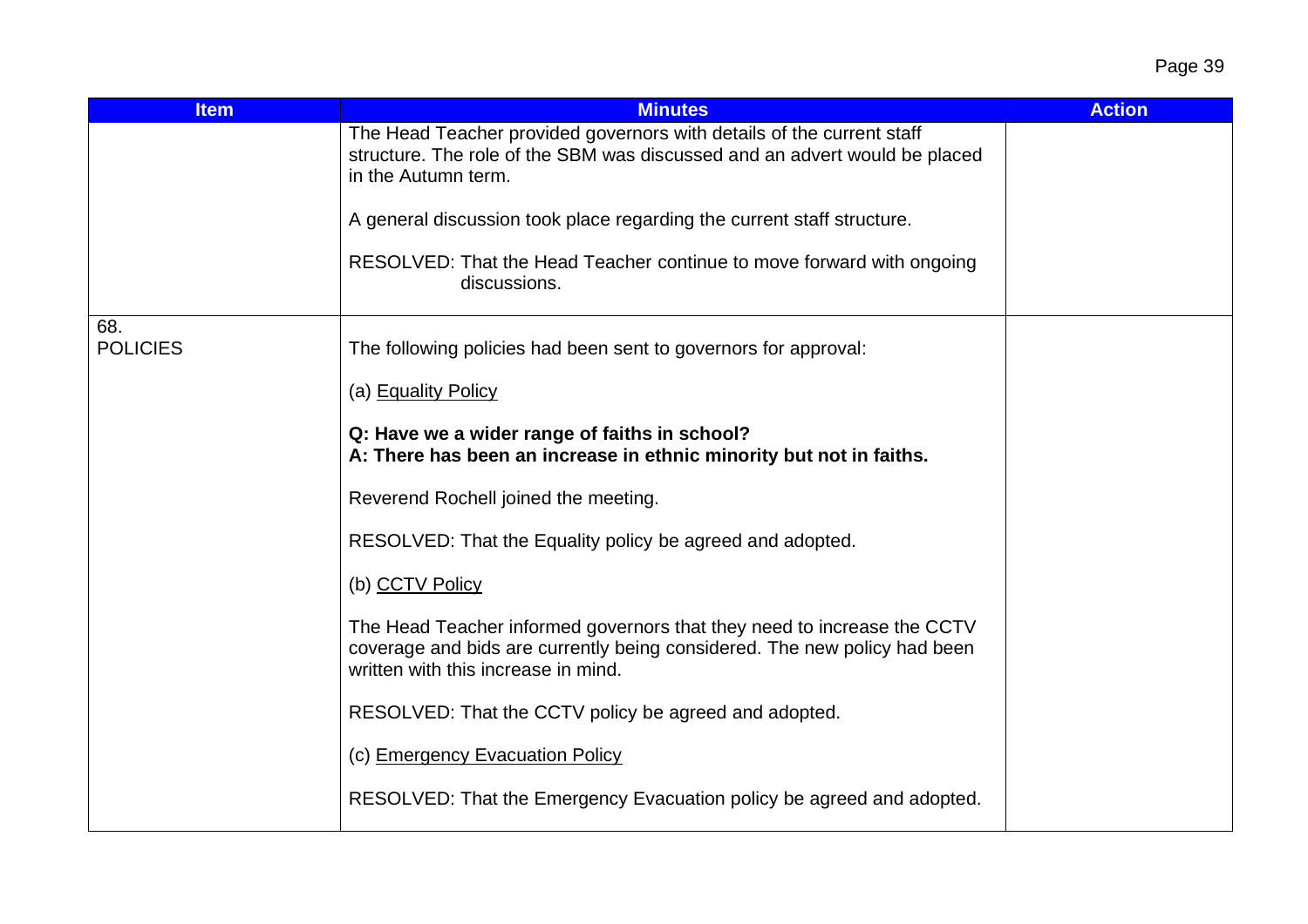| Item | Minutes | Action |
|---|---|---|
| | The Head Teacher provided governors with details of the current staff structure. The role of the SBM was discussed and an advert would be placed in the Autumn term.<br><br>A general discussion took place regarding the current staff structure.<br><br>RESOLVED: That the Head Teacher continue to move forward with ongoing discussions. | |
| 68.<br>POLICIES | The following policies had been sent to governors for approval:<br><br>(a) Equality Policy<br><br>**Q: Have we a wider range of faiths in school?**<br>**A: There has been an increase in ethnic minority but not in faiths.**<br><br>Reverend Rochell joined the meeting.<br><br>RESOLVED: That the Equality policy be agreed and adopted.<br><br>(b) CCTV Policy<br><br>The Head Teacher informed governors that they need to increase the CCTV coverage and bids are currently being considered. The new policy had been written with this increase in mind.<br><br>RESOLVED: That the CCTV policy be agreed and adopted.<br><br>(c) Emergency Evacuation Policy<br><br>RESOLVED: That the Emergency Evacuation policy be agreed and adopted. | |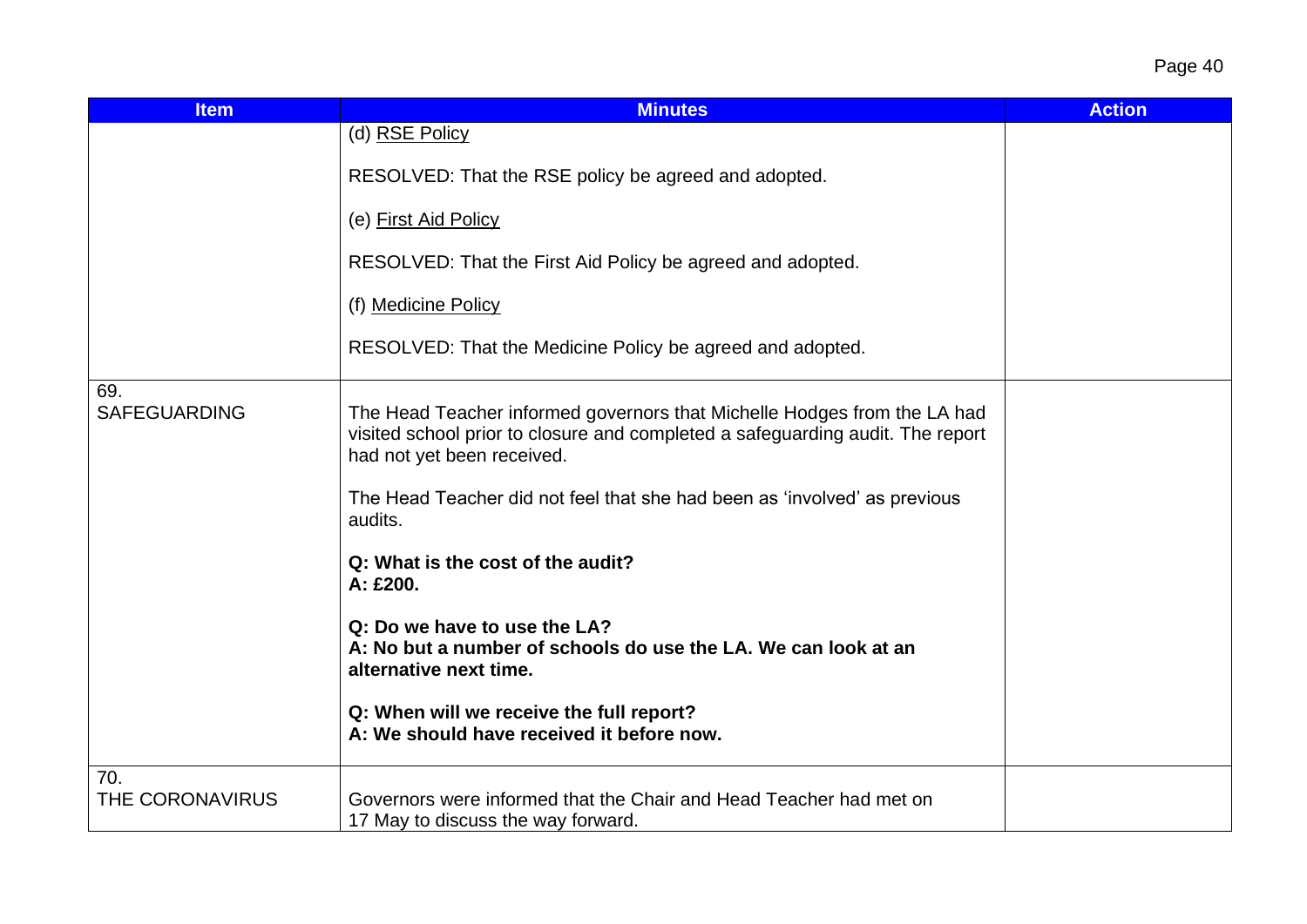| Item | Minutes | Action |
|---|---|---|
| | (d) RSE Policy<br><br>RESOLVED: That the RSE policy be agreed and adopted.<br><br>(e) First Aid Policy<br><br>RESOLVED: That the First Aid Policy be agreed and adopted.<br><br>(f) Medicine Policy<br><br>RESOLVED: That the Medicine Policy be agreed and adopted. | |
| 69.<br>SAFEGUARDING | The Head Teacher informed governors that Michelle Hodges from the LA had visited school prior to closure and completed a safeguarding audit. The report had not yet been received.<br><br>The Head Teacher did not feel that she had been as 'involved' as previous audits.<br><br>**Q: What is the cost of the audit?**<br>**A: £200.**<br><br>**Q: Do we have to use the LA?**<br>**A: No but a number of schools do use the LA. We can look at an alternative next time.**<br><br>**Q: When will we receive the full report?**<br>**A: We should have received it before now.** | |
| 70.<br>THE CORONAVIRUS | Governors were informed that the Chair and Head Teacher had met on 17 May to discuss the way forward. | |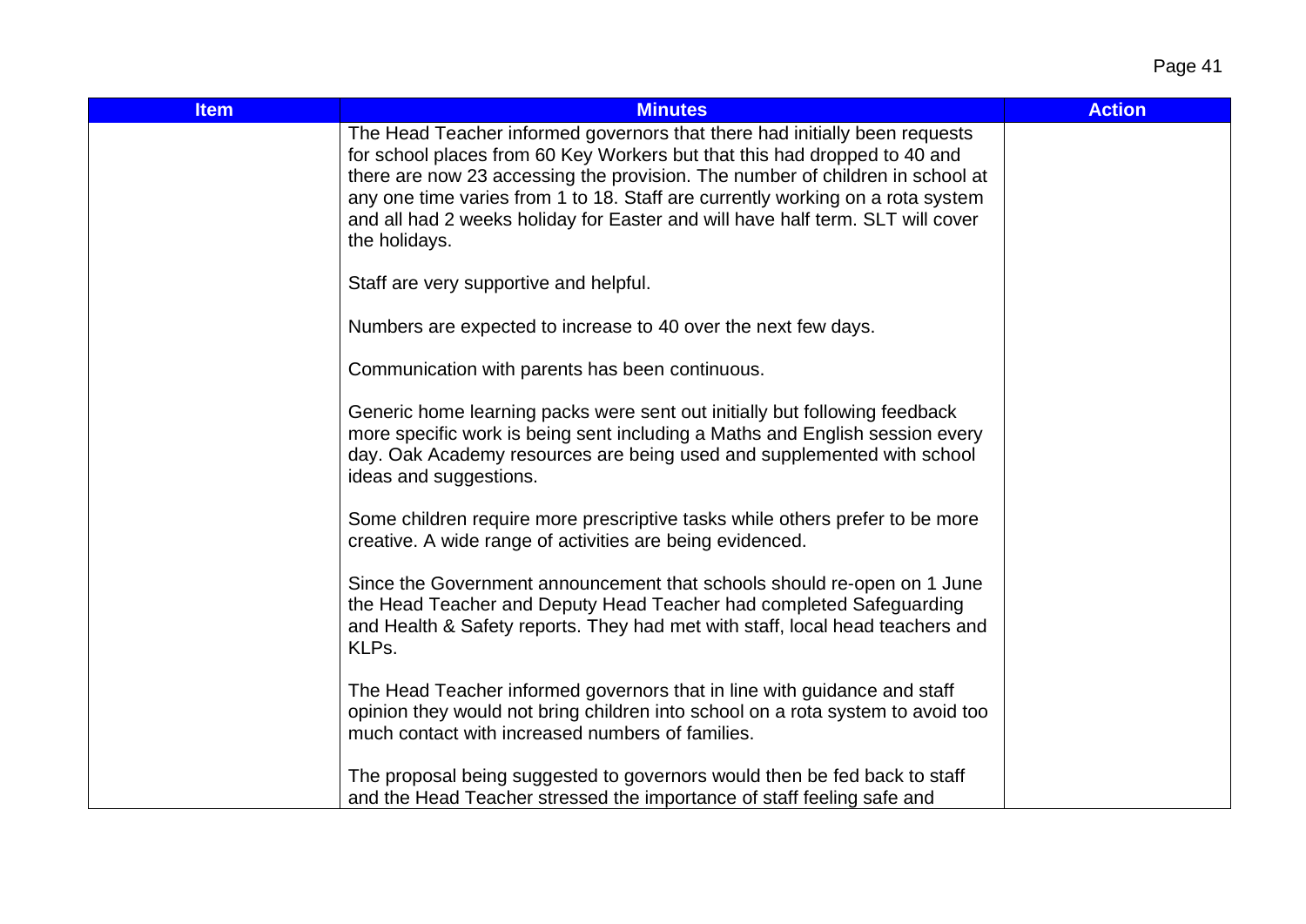| Item | Minutes | Action |
|---|---|---|
| | The Head Teacher informed governors that there had initially been requests for school places from 60 Key Workers but that this had dropped to 40 and there are now 23 accessing the provision. The number of children in school at any one time varies from 1 to 18. Staff are currently working on a rota system and all had 2 weeks holiday for Easter and will have half term. SLT will cover the holidays.<br><br>Staff are very supportive and helpful.<br><br>Numbers are expected to increase to 40 over the next few days.<br><br>Communication with parents has been continuous.<br><br>Generic home learning packs were sent out initially but following feedback more specific work is being sent including a Maths and English session every day. Oak Academy resources are being used and supplemented with school ideas and suggestions.<br><br>Some children require more prescriptive tasks while others prefer to be more creative. A wide range of activities are being evidenced.<br><br>Since the Government announcement that schools should re-open on 1 June the Head Teacher and Deputy Head Teacher had completed Safeguarding and Health & Safety reports. They had met with staff, local head teachers and KLPs.<br><br>The Head Teacher informed governors that in line with guidance and staff opinion they would not bring children into school on a rota system to avoid too much contact with increased numbers of families.<br><br>The proposal being suggested to governors would then be fed back to staff and the Head Teacher stressed the importance of staff feeling safe and | |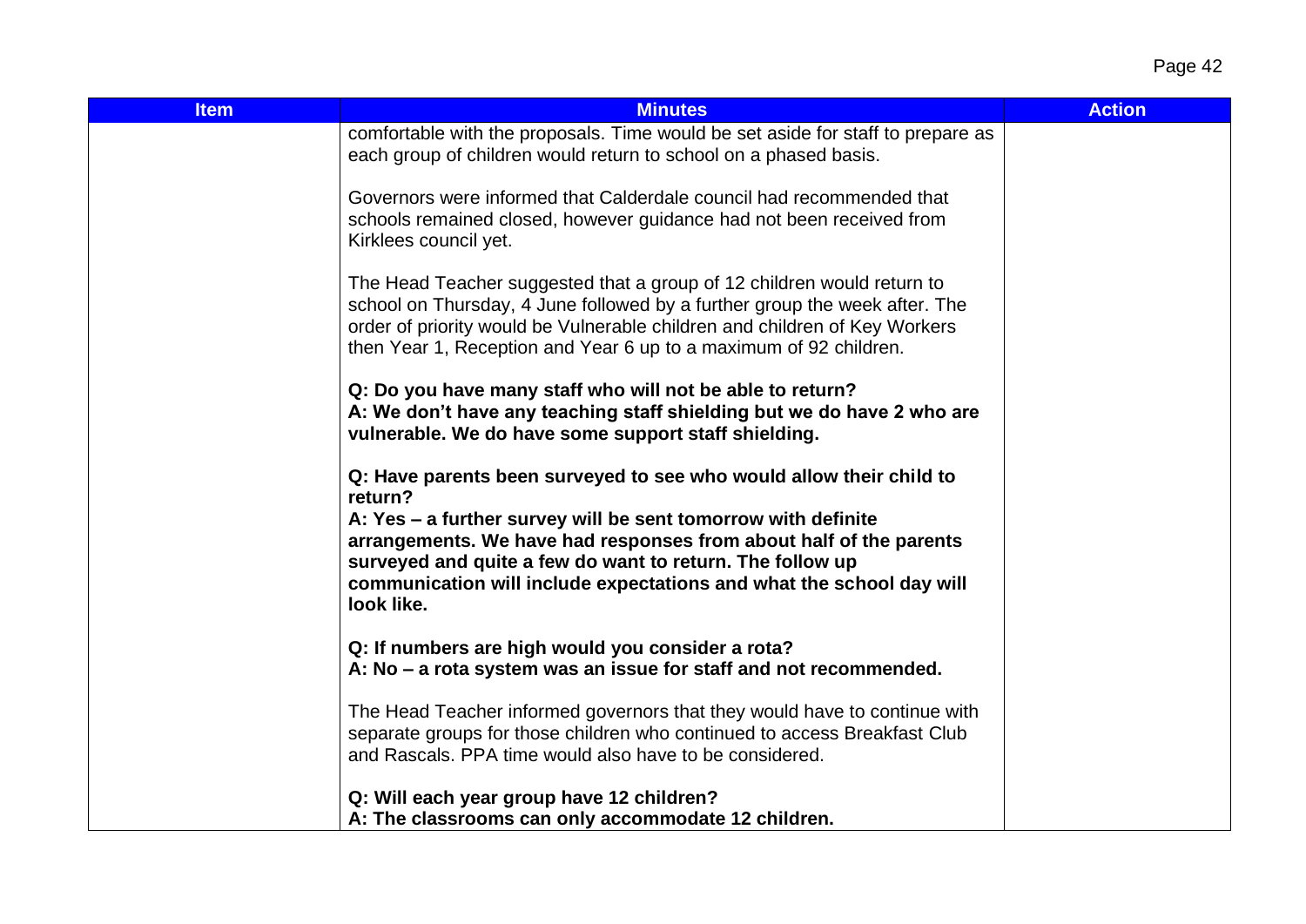| Item | Minutes | Action |
| --- | --- | --- |
| | comfortable with the proposals. Time would be set aside for staff to prepare as each group of children would return to school on a phased basis.<br><br>Governors were informed that Calderdale council had recommended that schools remained closed, however guidance had not been received from Kirklees council yet.<br><br>The Head Teacher suggested that a group of 12 children would return to school on Thursday, 4 June followed by a further group the week after. The order of priority would be Vulnerable children and children of Key Workers then Year 1, Reception and Year 6 up to a maximum of 92 children.<br><br>**Q: Do you have many staff who will not be able to return?**<br>**A: We don't have any teaching staff shielding but we do have 2 who are vulnerable. We do have some support staff shielding.**<br><br>**Q: Have parents been surveyed to see who would allow their child to return?**<br>**A: Yes – a further survey will be sent tomorrow with definite arrangements. We have had responses from about half of the parents surveyed and quite a few do want to return. The follow up communication will include expectations and what the school day will look like.**<br><br>**Q: If numbers are high would you consider a rota?**<br>**A: No – a rota system was an issue for staff and not recommended.**<br><br>The Head Teacher informed governors that they would have to continue with separate groups for those children who continued to access Breakfast Club and Rascals. PPA time would also have to be considered.<br><br>**Q: Will each year group have 12 children?**<br>**A: The classrooms can only accommodate 12 children.** | |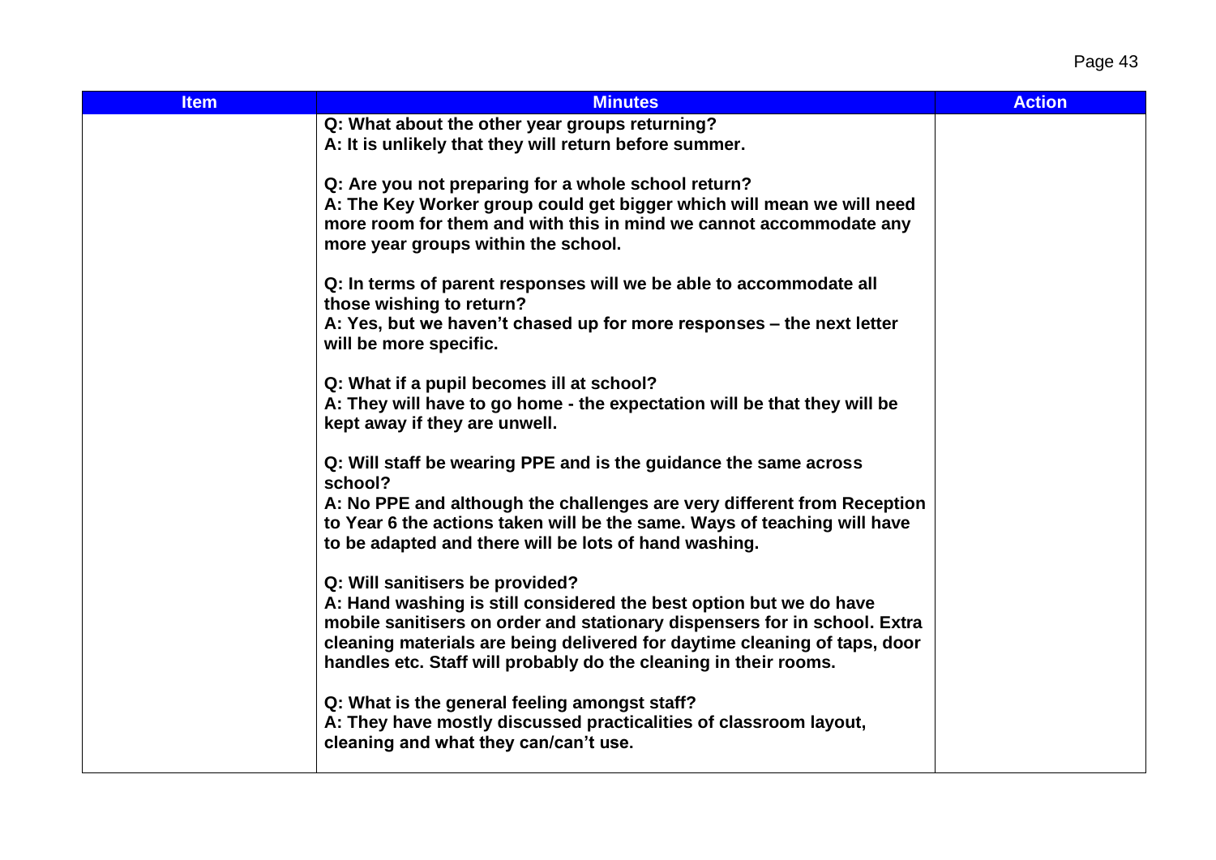| Item | Minutes | Action |
| --- | --- | --- |
| | **Q: What about the other year groups returning?**<br>**A: It is unlikely that they will return before summer.**<br><br>**Q: Are you not preparing for a whole school return?**<br>**A: The Key Worker group could get bigger which will mean we will need more room for them and with this in mind we cannot accommodate any more year groups within the school.**<br><br>**Q: In terms of parent responses will we be able to accommodate all those wishing to return?**<br>**A: Yes, but we haven't chased up for more responses – the next letter will be more specific.**<br><br>**Q: What if a pupil becomes ill at school?**<br>**A: They will have to go home - the expectation will be that they will be kept away if they are unwell.**<br><br>**Q: Will staff be wearing PPE and is the guidance the same across school?**<br>**A: No PPE and although the challenges are very different from Reception to Year 6 the actions taken will be the same. Ways of teaching will have to be adapted and there will be lots of hand washing.**<br><br>**Q: Will sanitisers be provided?**<br>**A: Hand washing is still considered the best option but we do have mobile sanitisers on order and stationary dispensers for in school. Extra cleaning materials are being delivered for daytime cleaning of taps, door handles etc. Staff will probably do the cleaning in their rooms.**<br><br>**Q: What is the general feeling amongst staff?**<br>**A: They have mostly discussed practicalities of classroom layout, cleaning and what they can/can't use.** | |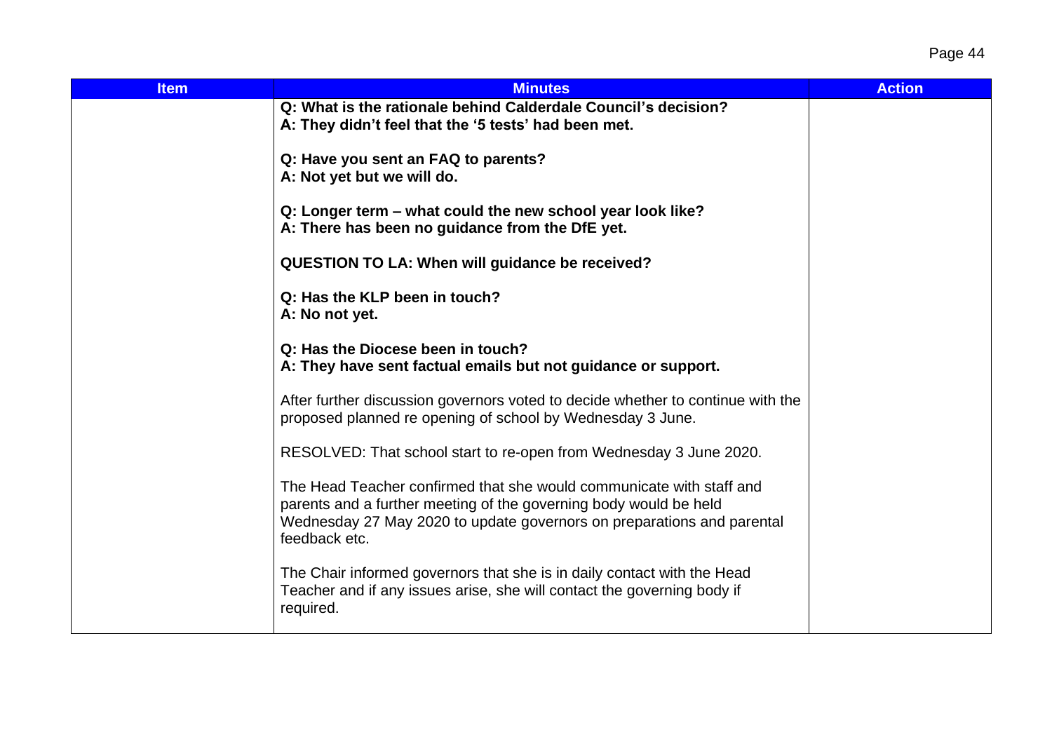| Item | Minutes | Action |
| --- | --- | --- |
| | **Q: What is the rationale behind Calderdale Council's decision?**<br>**A: They didn't feel that the '5 tests' had been met.**<br><br>**Q: Have you sent an FAQ to parents?**<br>**A: Not yet but we will do.**<br><br>**Q: Longer term – what could the new school year look like?**<br>**A: There has been no guidance from the DfE yet.**<br><br>**QUESTION TO LA: When will guidance be received?**<br><br>**Q: Has the KLP been in touch?**<br>**A: No not yet.**<br><br>**Q: Has the Diocese been in touch?**<br>**A: They have sent factual emails but not guidance or support.**<br><br>After further discussion governors voted to decide whether to continue with the proposed planned re opening of school by Wednesday 3 June.<br><br>RESOLVED: That school start to re-open from Wednesday 3 June 2020.<br><br>The Head Teacher confirmed that she would communicate with staff and parents and a further meeting of the governing body would be held Wednesday 27 May 2020 to update governors on preparations and parental feedback etc.<br><br>The Chair informed governors that she is in daily contact with the Head Teacher and if any issues arise, she will contact the governing body if required. | |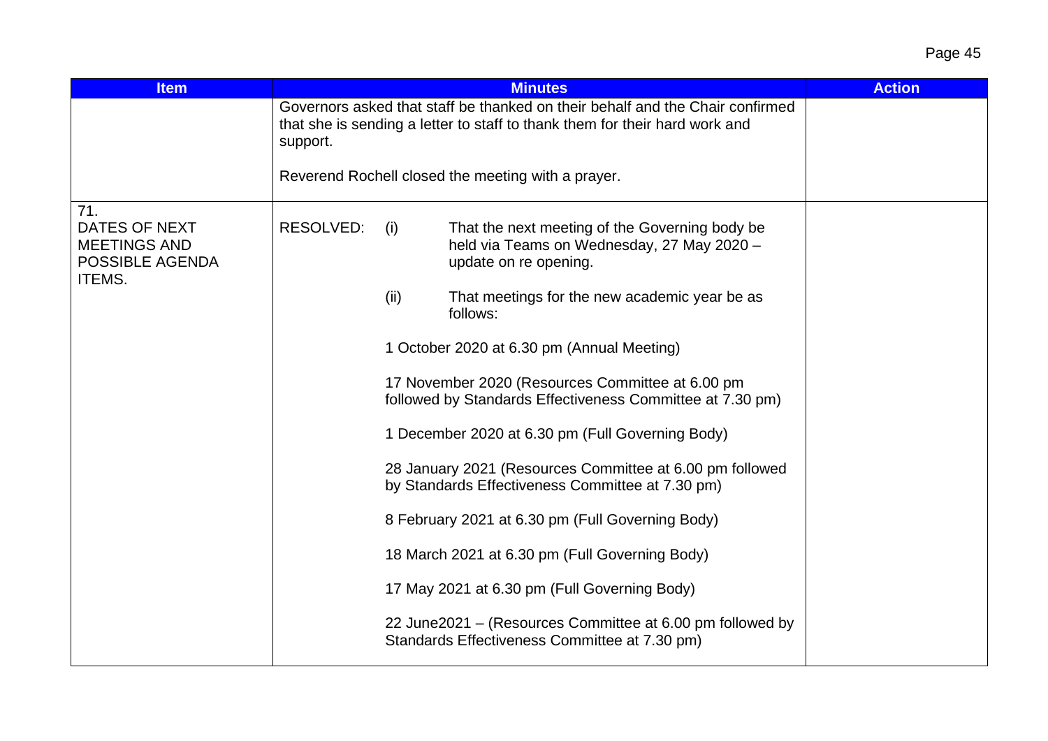| Item | Minutes | Action |
|---|---|---|
| | Governors asked that staff be thanked on their behalf and the Chair confirmed that she is sending a letter to staff to thank them for their hard work and support.<br><br>Reverend Rochell closed the meeting with a prayer. | |
| 71.<br>DATES OF NEXT MEETINGS AND POSSIBLE AGENDA ITEMS. | RESOLVED: (i) That the next meeting of the Governing body be held via Teams on Wednesday, 27 May 2020 – update on re opening.<br><br>(ii) That meetings for the new academic year be as follows:<br><br>1 October 2020 at 6.30 pm (Annual Meeting)<br><br>17 November 2020 (Resources Committee at 6.00 pm followed by Standards Effectiveness Committee at 7.30 pm)<br><br>1 December 2020 at 6.30 pm (Full Governing Body)<br><br>28 January 2021 (Resources Committee at 6.00 pm followed by Standards Effectiveness Committee at 7.30 pm)<br><br>8 February 2021 at 6.30 pm (Full Governing Body)<br><br>18 March 2021 at 6.30 pm (Full Governing Body)<br><br>17 May 2021 at 6.30 pm (Full Governing Body)<br><br>22 June2021 – (Resources Committee at 6.00 pm followed by Standards Effectiveness Committee at 7.30 pm) | |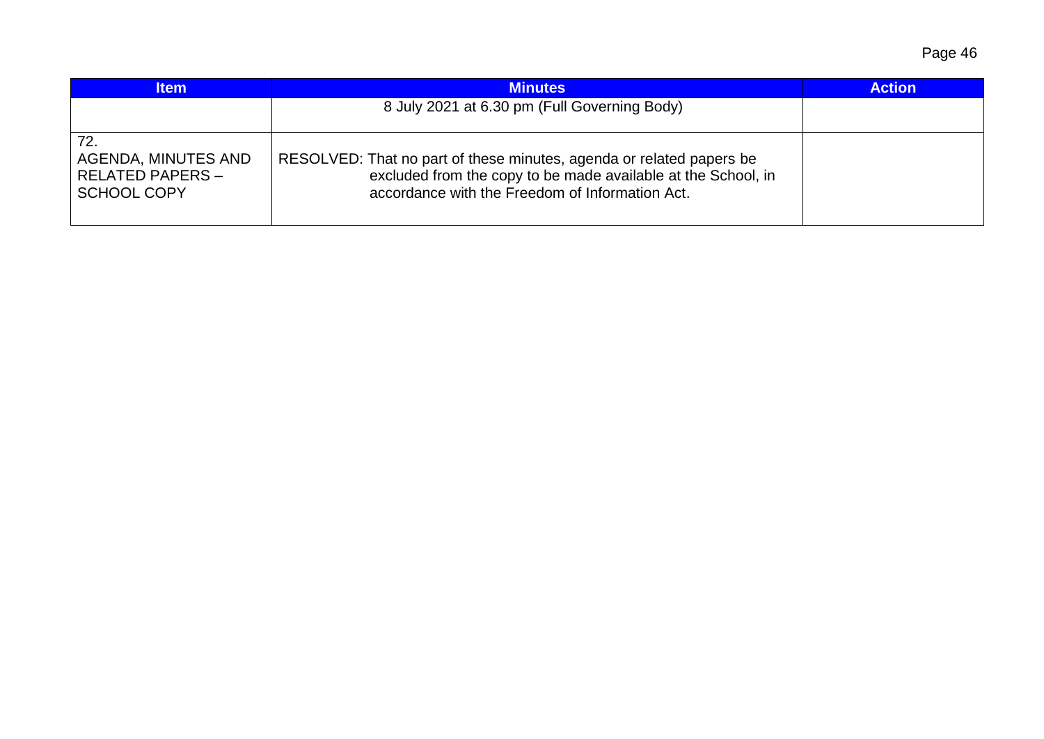| Item | Minutes | Action |
|---|---|---|
| | 8 July 2021 at 6.30 pm (Full Governing Body) | |
| 72. AGENDA, MINUTES AND RELATED PAPERS – SCHOOL COPY | RESOLVED: That no part of these minutes, agenda or related papers be excluded from the copy to be made available at the School, in accordance with the Freedom of Information Act. | |